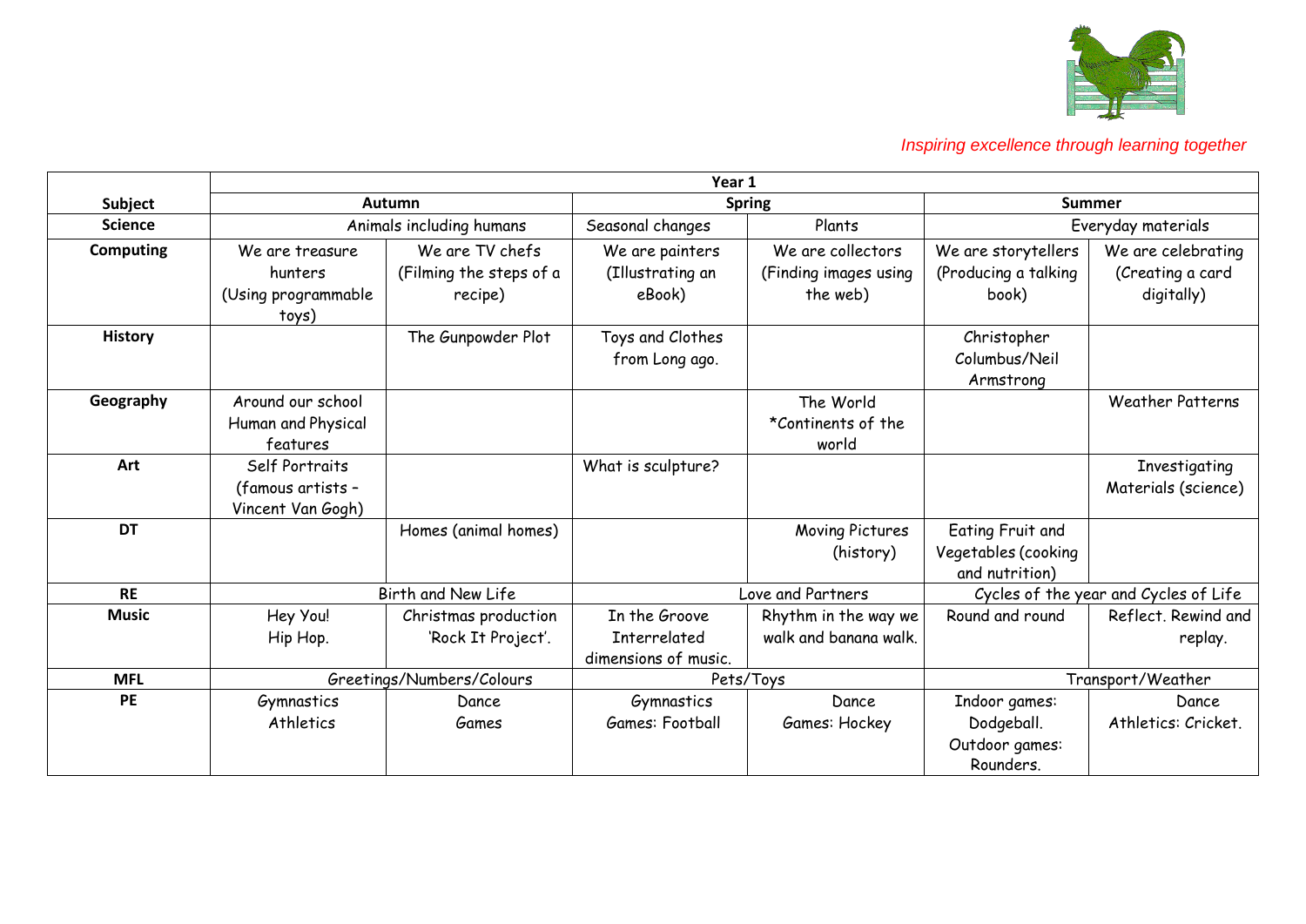*Inspiring excellence through learning together*

| Subject | Year 1 | | | | | |
|---|---|---|---|---|---|---|
| | Autumn | | Spring | | Summer | |
| Science | Animals including humans | | Seasonal changes | Plants | Everyday materials | |
| Computing | We are treasure hunters (Using programmable toys) | We are TV chefs (Filming the steps of a recipe) | We are painters (Illustrating an eBook) | We are collectors (Finding images using the web) | We are storytellers (Producing a talking book) | We are celebrating (Creating a card digitally) |
| History | | The Gunpowder Plot | Toys and Clothes from Long ago. | | Christopher Columbus/Neil Armstrong | |
| Geography | Around our school Human and Physical features | | | The World *Continents of the world | | Weather Patterns |
| Art | Self Portraits (famous artists – Vincent Van Gogh) | | What is sculpture? | | | Investigating Materials (science) |
| DT | | Homes (animal homes) | | Moving Pictures (history) | Eating Fruit and Vegetables (cooking and nutrition) | |
| RE | Birth and New Life | | Love and Partners | | Cycles of the year and Cycles of Life | |
| Music | Hey You! Hip Hop. | Christmas production 'Rock It Project'. | In the Groove Interrelated dimensions of music. | Rhythm in the way we walk and banana walk. | Round and round | Reflect. Rewind and replay. |
| MFL | Greetings/Numbers/Colours | | Pets/Toys | | Transport/Weather | |
| PE | Gymnastics Athletics | Dance Games | Gymnastics Games: Football | Dance Games: Hockey | Indoor games: Dodgeball. Outdoor games: Rounders. | Dance Athletics: Cricket. |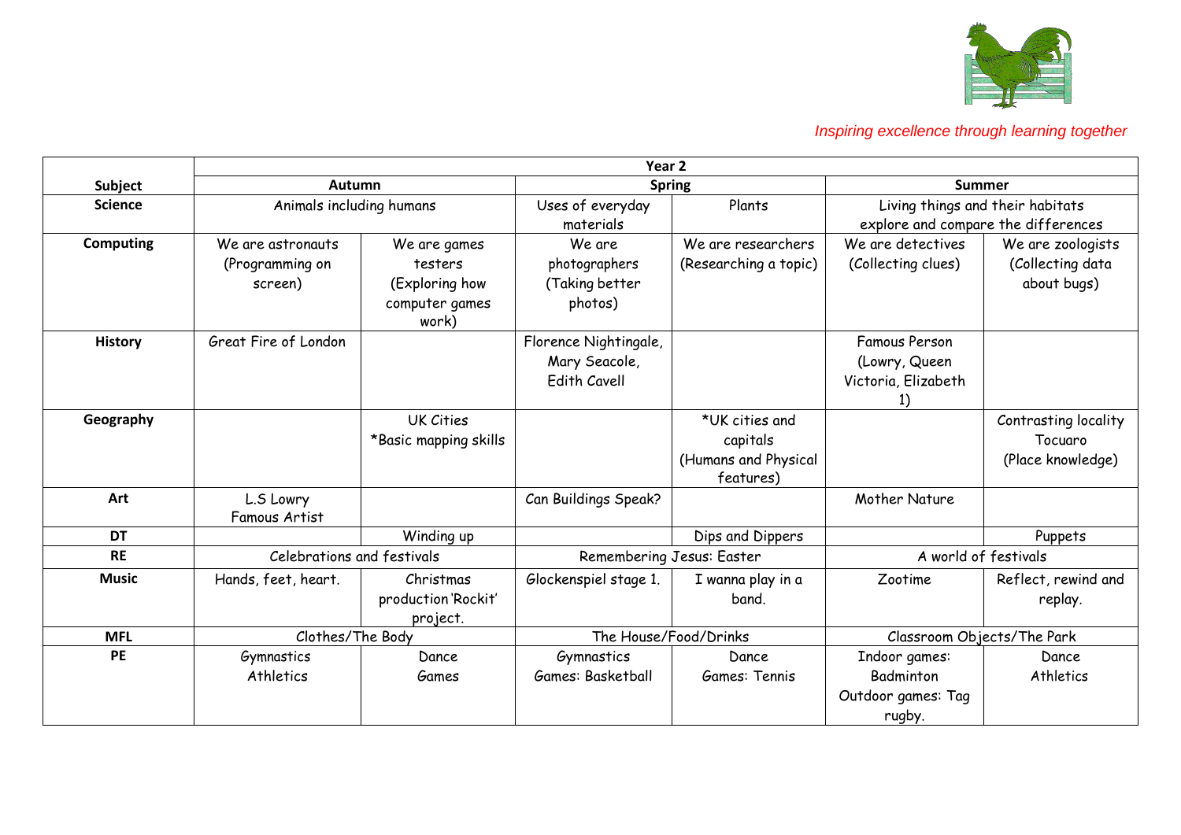*Inspiring excellence through learning together*

| Subject | Year 2 | | | | | |
|---|---|---|---|---|---|---|
| | Autumn | | Spring | | Summer | |
| Science | Animals including humans | | Uses of everyday materials | Plants | Living things and their habitats explore and compare the differences | |
| Computing | We are astronauts (Programming on screen) | We are games testers (Exploring how computer games work) | We are photographers (Taking better photos) | We are researchers (Researching a topic) | We are detectives (Collecting clues) | We are zoologists (Collecting data about bugs) |
| History | Great Fire of London | | Florence Nightingale, Mary Seacole, Edith Cavell | | Famous Person (Lowry, Queen Victoria, Elizabeth 1) | |
| Geography | | UK Cities *Basic mapping skills | | *UK cities and capitals (Humans and Physical features) | | Contrasting locality Tocuaro (Place knowledge) |
| Art | L.S Lowry Famous Artist | | Can Buildings Speak? | | Mother Nature | |
| DT | | Winding up | | Dips and Dippers | | Puppets |
| RE | Celebrations and festivals | | Remembering Jesus: Easter | | A world of festivals | |
| Music | Hands, feet, heart. | Christmas production 'Rockit' project. | Glockenspiel stage 1. | I wanna play in a band. | Zootime | Reflect, rewind and replay. |
| MFL | Clothes/The Body | | The House/Food/Drinks | | Classroom Objects/The Park | |
| PE | Gymnastics Athletics | Dance Games | Gymnastics Games: Basketball | Dance Games: Tennis | Indoor games: Badminton Outdoor games: Tag rugby. | Dance Athletics |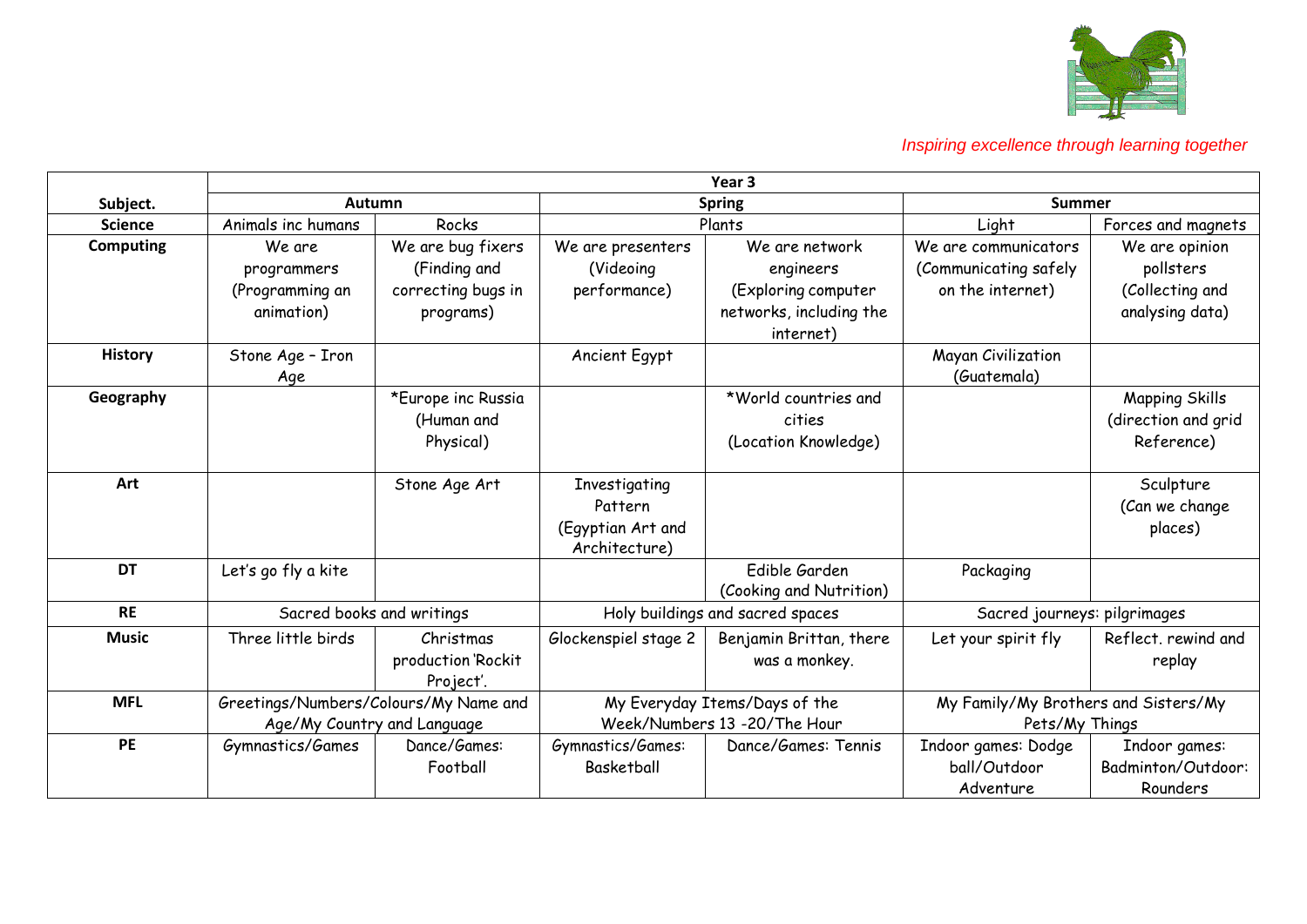*Inspiring excellence through learning together*

| Subject. | Year 3 | | | | | |
|---|---|---|---|---|---|---|
| | **Autumn** | | **Spring** | | **Summer** | |
| **Science** | Animals inc humans | Rocks | Plants | | Light | Forces and magnets |
| **Computing** | We are programmers (Programming an animation) | We are bug fixers (Finding and correcting bugs in programs) | We are presenters (Videoing performance) | We are network engineers (Exploring computer networks, including the internet) | We are communicators (Communicating safely on the internet) | We are opinion pollsters (Collecting and analysing data) |
| **History** | Stone Age – Iron Age | | Ancient Egypt | | Mayan Civilization (Guatemala) | |
| **Geography** | | *Europe inc Russia (Human and Physical) | | *World countries and cities (Location Knowledge) | | Mapping Skills (direction and grid Reference) |
| **Art** | | Stone Age Art | Investigating Pattern (Egyptian Art and Architecture) | | | Sculpture (Can we change places) |
| **DT** | Let's go fly a kite | | | Edible Garden (Cooking and Nutrition) | Packaging | |
| **RE** | Sacred books and writings | | Holy buildings and sacred spaces | | Sacred journeys: pilgrimages | |
| **Music** | Three little birds | Christmas production 'Rockit Project'. | Glockenspiel stage 2 | Benjamin Brittan, there was a monkey. | Let your spirit fly | Reflect. rewind and replay |
| **MFL** | Greetings/Numbers/Colours/My Name and Age/My Country and Language | | My Everyday Items/Days of the Week/Numbers 13 -20/The Hour | | My Family/My Brothers and Sisters/My Pets/My Things | |
| **PE** | Gymnastics/Games | Dance/Games: Football | Gymnastics/Games: Basketball | Dance/Games: Tennis | Indoor games: Dodge ball/Outdoor Adventure | Indoor games: Badminton/Outdoor: Rounders |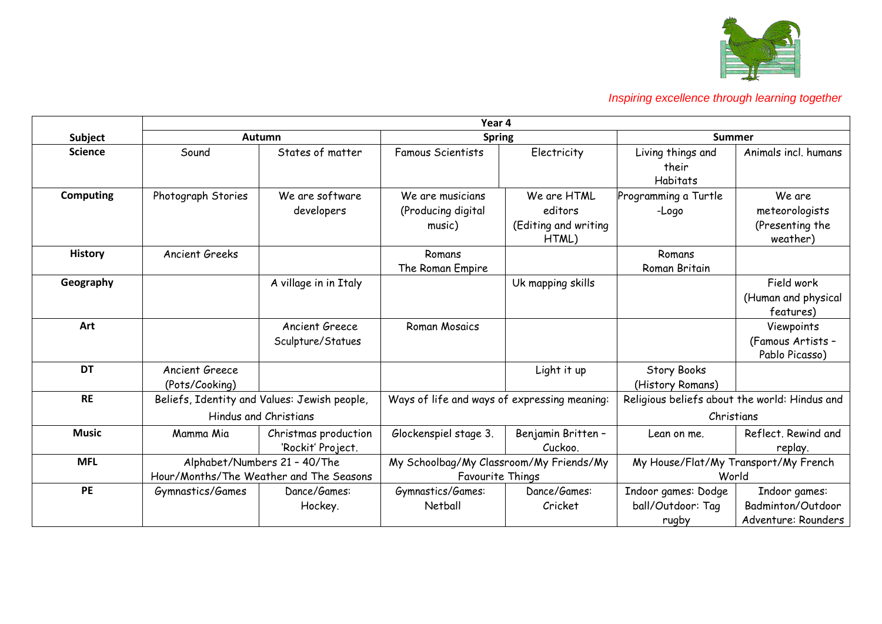*Inspiring excellence through learning together*

| Subject | Year 4 | | | | | |
|---|---|---|---|---|---|---|
| | Autumn | | Spring | | Summer | |
| **Science** | Sound | States of matter | Famous Scientists | Electricity | Living things and their Habitats | Animals incl. humans |
| **Computing** | Photograph Stories | We are software developers | We are musicians (Producing digital music) | We are HTML editors (Editing and writing HTML) | Programming a Turtle -Logo | We are meteorologists (Presenting the weather) |
| **History** | Ancient Greeks | | Romans The Roman Empire | | Romans Roman Britain | |
| **Geography** | | A village in in Italy | | Uk mapping skills | | Field work (Human and physical features) |
| **Art** | | Ancient Greece Sculpture/Statues | Roman Mosaics | | | Viewpoints (Famous Artists – Pablo Picasso) |
| **DT** | Ancient Greece (Pots/Cooking) | | | Light it up | Story Books (History Romans) | |
| **RE** | Beliefs, Identity and Values: Jewish people, Hindus and Christians | | Ways of life and ways of expressing meaning: | | Religious beliefs about the world: Hindus and Christians | |
| **Music** | Mamma Mia | Christmas production 'Rockit' Project. | Glockenspiel stage 3. | Benjamin Britten – Cuckoo. | Lean on me. | Reflect. Rewind and replay. |
| **MFL** | Alphabet/Numbers 21 – 40/The Hour/Months/The Weather and The Seasons | | My Schoolbag/My Classroom/My Friends/My Favourite Things | | My House/Flat/My Transport/My French World | |
| **PE** | Gymnastics/Games | Dance/Games: Hockey. | Gymnastics/Games: Netball | Dance/Games: Cricket | Indoor games: Dodge ball/Outdoor: Tag rugby | Indoor games: Badminton/Outdoor Adventure: Rounders |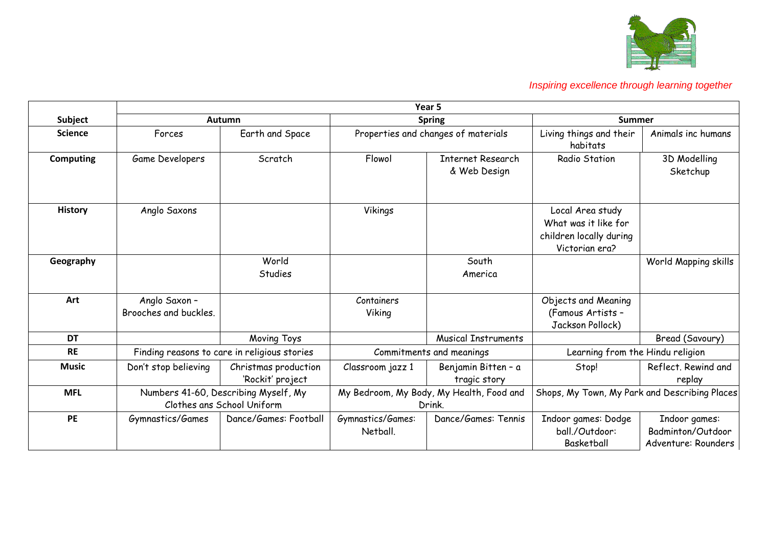*Inspiring excellence through learning together*

| Subject | Year 5 | | | | | |
|---|---|---|---|---|---|---|
| | Autumn | | Spring | | Summer | |
| **Science** | Forces | Earth and Space | Properties and changes of materials | | Living things and their habitats | Animals inc humans |
| **Computing** | Game Developers | Scratch | Flowol | Internet Research & Web Design | Radio Station | 3D Modelling Sketchup |
| **History** | Anglo Saxons | | Vikings | | Local Area study What was it like for children locally during Victorian era? | |
| **Geography** | | World Studies | | South America | | World Mapping skills |
| **Art** | Anglo Saxon – Brooches and buckles. | | Containers Viking | | Objects and Meaning (Famous Artists – Jackson Pollock) | |
| **DT** | | Moving Toys | | Musical Instruments | | Bread (Savoury) |
| **RE** | Finding reasons to care in religious stories | | Commitments and meanings | | Learning from the Hindu religion | |
| **Music** | Don't stop believing | Christmas production 'Rockit' project | Classroom jazz 1 | Benjamin Bitten – a tragic story | Stop! | Reflect. Rewind and replay |
| **MFL** | Numbers 41-60, Describing Myself, My Clothes ans School Uniform | | My Bedroom, My Body, My Health, Food and Drink. | | Shops, My Town, My Park and Describing Places | |
| **PE** | Gymnastics/Games | Dance/Games: Football | Gymnastics/Games: Netball. | Dance/Games: Tennis | Indoor games: Dodge ball./Outdoor: Basketball | Indoor games: Badminton/Outdoor Adventure: Rounders |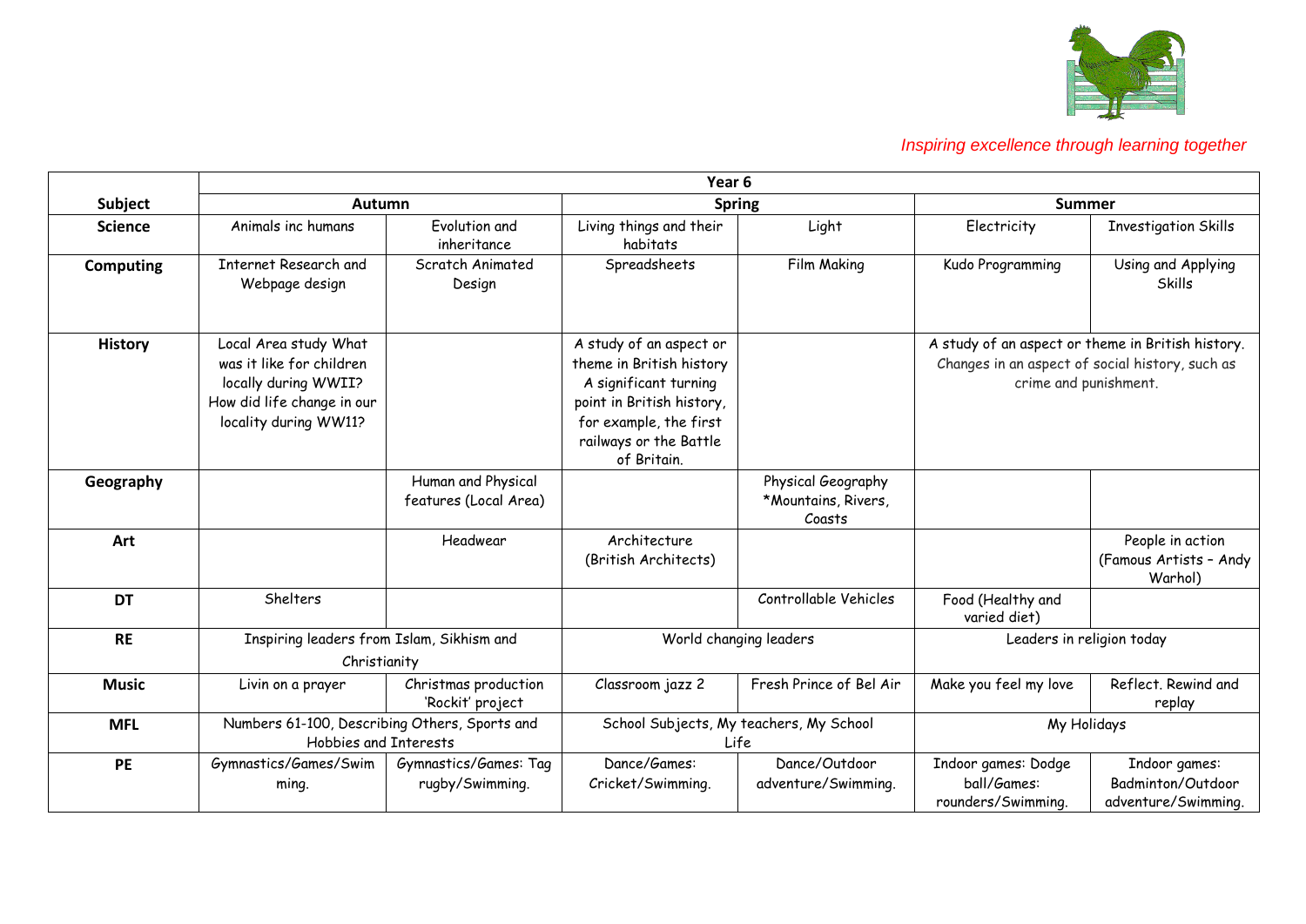*Inspiring excellence through learning together*

| | Year 6 | | | | | |
|---|---|---|---|---|---|---|
| **Subject** | **Autumn** | | **Spring** | | **Summer** | |
| **Science** | Animals inc humans | Evolution and inheritance | Living things and their habitats | Light | Electricity | Investigation Skills |
| **Computing** | Internet Research and Webpage design | Scratch Animated Design | Spreadsheets | Film Making | Kudo Programming | Using and Applying Skills |
| **History** | Local Area study What was it like for children locally during WWII? How did life change in our locality during WW11? | | A study of an aspect or theme in British history A significant turning point in British history, for example, the first railways or the Battle of Britain. | | A study of an aspect or theme in British history. Changes in an aspect of social history, such as crime and punishment. | |
| **Geography** | | Human and Physical features (Local Area) | | Physical Geography *Mountains, Rivers, Coasts | | |
| **Art** | | Headwear | Architecture (British Architects) | | | People in action (Famous Artists - Andy Warhol) |
| **DT** | Shelters | | | Controllable Vehicles | Food (Healthy and varied diet) | |
| **RE** | Inspiring leaders from Islam, Sikhism and Christianity | | World changing leaders | | Leaders in religion today | |
| **Music** | Livin on a prayer | Christmas production 'Rockit' project | Classroom jazz 2 | Fresh Prince of Bel Air | Make you feel my love | Reflect. Rewind and replay |
| **MFL** | Numbers 61-100, Describing Others, Sports and Hobbies and Interests | | School Subjects, My teachers, My School Life | | My Holidays | |
| **PE** | Gymnastics/Games/Swimming. | Gymnastics/Games: Tag rugby/Swimming. | Dance/Games: Cricket/Swimming. | Dance/Outdoor adventure/Swimming. | Indoor games: Dodge ball/Games: rounders/Swimming. | Indoor games: Badminton/Outdoor adventure/Swimming. |